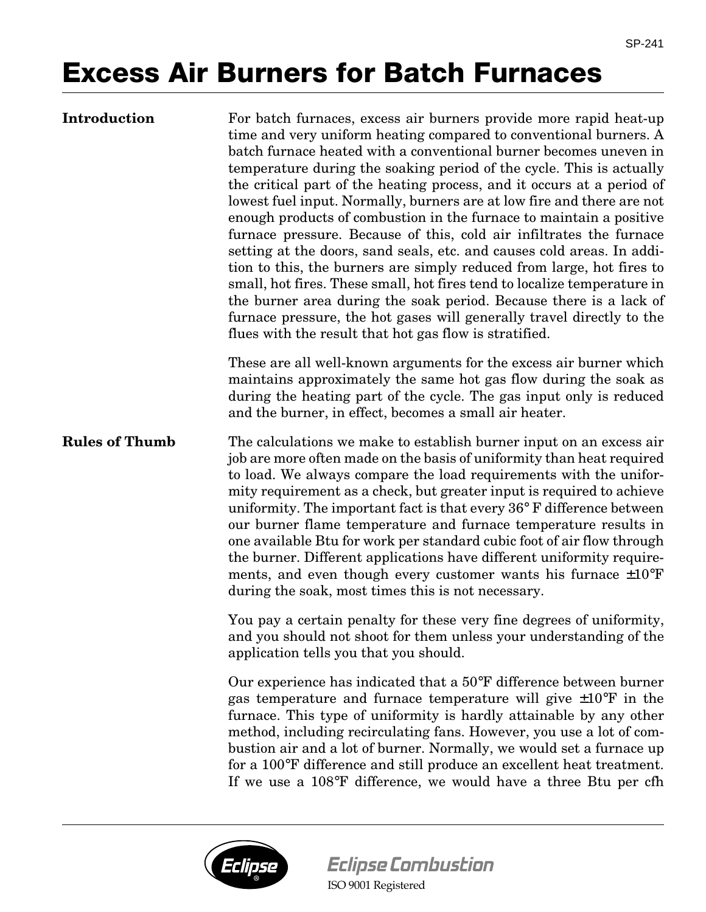// Omit SP-241 header? It's a document code header; likely running header. Omit footer logo text.

# Excess Air Burners for Batch Furnaces

## Introduction

For batch furnaces, excess air burners provide more rapid heat-up time and very uniform heating compared to conventional burners. A batch furnace heated with a conventional burner becomes uneven in temperature during the soaking period of the cycle. This is actually the critical part of the heating process, and it occurs at a period of lowest fuel input. Normally, burners are at low fire and there are not enough products of combustion in the furnace to maintain a positive furnace pressure. Because of this, cold air infiltrates the furnace setting at the doors, sand seals, etc. and causes cold areas. In addition to this, the burners are simply reduced from large, hot fires to small, hot fires. These small, hot fires tend to localize temperature in the burner area during the soak period. Because there is a lack of furnace pressure, the hot gases will generally travel directly to the flues with the result that hot gas flow is stratified.

These are all well-known arguments for the excess air burner which maintains approximately the same hot gas flow during the soak as during the heating part of the cycle. The gas input only is reduced and the burner, in effect, becomes a small air heater.

## Rules of Thumb

The calculations we make to establish burner input on an excess air job are more often made on the basis of uniformity than heat required to load. We always compare the load requirements with the uniformity requirement as a check, but greater input is required to achieve uniformity. The important fact is that every 36° F difference between our burner flame temperature and furnace temperature results in one available Btu for work per standard cubic foot of air flow through the burner. Different applications have different uniformity requirements, and even though every customer wants his furnace ±10°F during the soak, most times this is not necessary.

You pay a certain penalty for these very fine degrees of uniformity, and you should not shoot for them unless your understanding of the application tells you that you should.

Our experience has indicated that a 50°F difference between burner gas temperature and furnace temperature will give ±10°F in the furnace. This type of uniformity is hardly attainable by any other method, including recirculating fans. However, you use a lot of combustion air and a lot of burner. Normally, we would set a furnace up for a 100°F difference and still produce an excellent heat treatment. If we use a 108°F difference, we would have a three Btu per cfh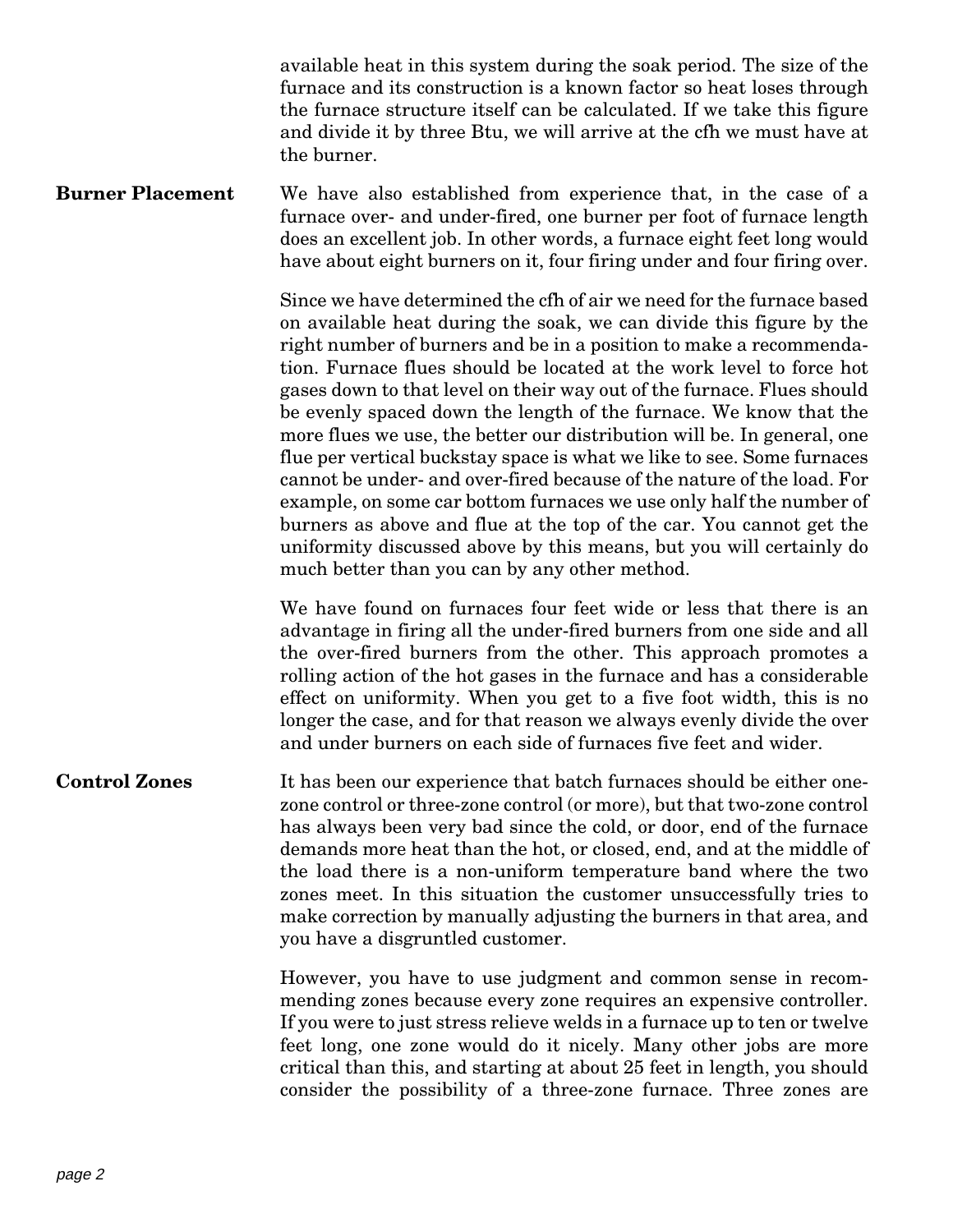available heat in this system during the soak period. The size of the furnace and its construction is a known factor so heat loses through the furnace structure itself can be calculated. If we take this figure and divide it by three Btu, we will arrive at the cfh we must have at the burner.

## Burner Placement

We have also established from experience that, in the case of a furnace over- and under-fired, one burner per foot of furnace length does an excellent job. In other words, a furnace eight feet long would have about eight burners on it, four firing under and four firing over.

Since we have determined the cfh of air we need for the furnace based on available heat during the soak, we can divide this figure by the right number of burners and be in a position to make a recommendation. Furnace flues should be located at the work level to force hot gases down to that level on their way out of the furnace. Flues should be evenly spaced down the length of the furnace. We know that the more flues we use, the better our distribution will be. In general, one flue per vertical buckstay space is what we like to see. Some furnaces cannot be under- and over-fired because of the nature of the load. For example, on some car bottom furnaces we use only half the number of burners as above and flue at the top of the car. You cannot get the uniformity discussed above by this means, but you will certainly do much better than you can by any other method.

We have found on furnaces four feet wide or less that there is an advantage in firing all the under-fired burners from one side and all the over-fired burners from the other. This approach promotes a rolling action of the hot gases in the furnace and has a considerable effect on uniformity. When you get to a five foot width, this is no longer the case, and for that reason we always evenly divide the over and under burners on each side of furnaces five feet and wider.

## Control Zones

It has been our experience that batch furnaces should be either one-zone control or three-zone control (or more), but that two-zone control has always been very bad since the cold, or door, end of the furnace demands more heat than the hot, or closed, end, and at the middle of the load there is a non-uniform temperature band where the two zones meet. In this situation the customer unsuccessfully tries to make correction by manually adjusting the burners in that area, and you have a disgruntled customer.

However, you have to use judgment and common sense in recommending zones because every zone requires an expensive controller. If you were to just stress relieve welds in a furnace up to ten or twelve feet long, one zone would do it nicely. Many other jobs are more critical than this, and starting at about 25 feet in length, you should consider the possibility of a three-zone furnace. Three zones are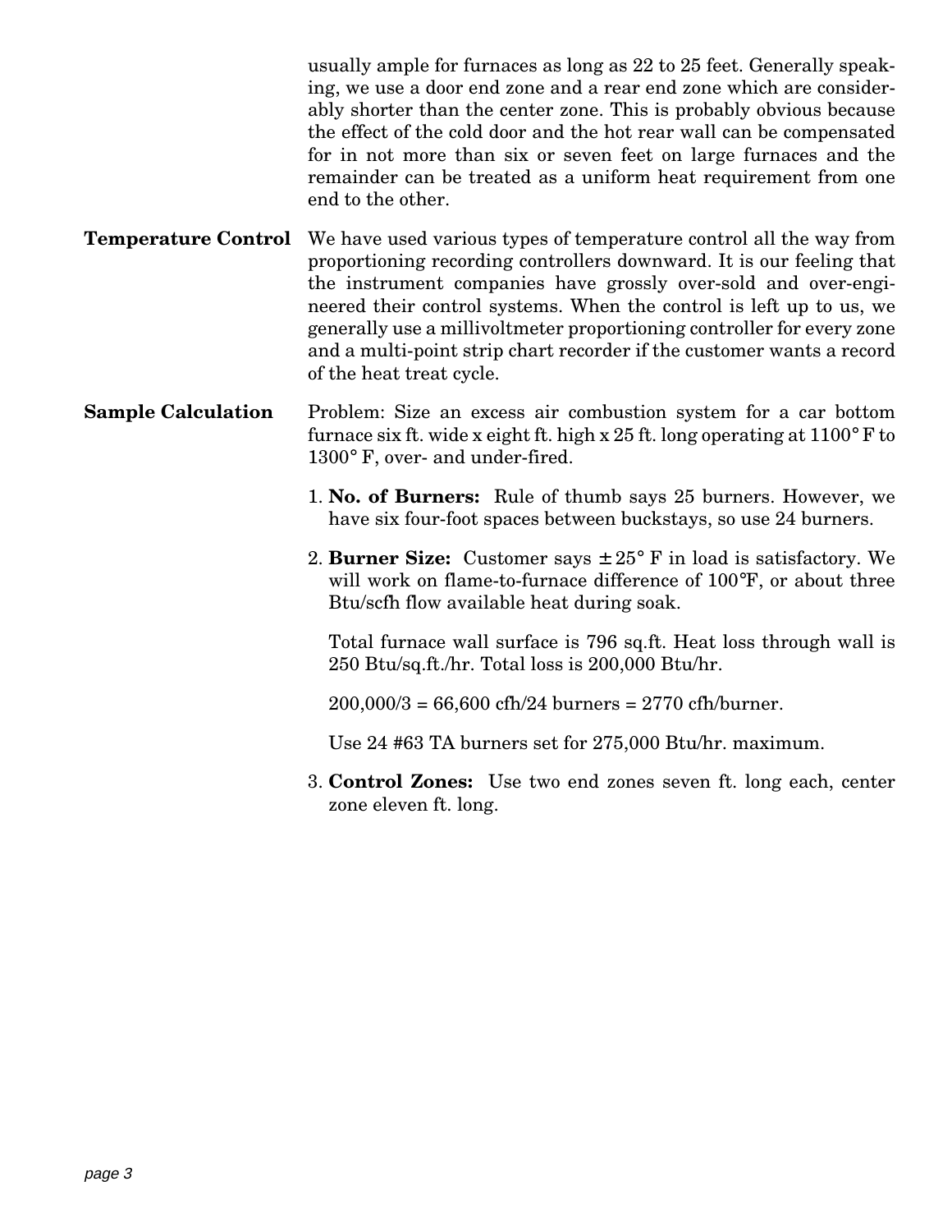usually ample for furnaces as long as 22 to 25 feet. Generally speaking, we use a door end zone and a rear end zone which are considerably shorter than the center zone. This is probably obvious because the effect of the cold door and the hot rear wall can be compensated for in not more than six or seven feet on large furnaces and the remainder can be treated as a uniform heat requirement from one end to the other.

**Temperature Control**

We have used various types of temperature control all the way from proportioning recording controllers downward. It is our feeling that the instrument companies have grossly over-sold and over-engineered their control systems. When the control is left up to us, we generally use a millivoltmeter proportioning controller for every zone and a multi-point strip chart recorder if the customer wants a record of the heat treat cycle.

**Sample Calculation**

Problem: Size an excess air combustion system for a car bottom furnace six ft. wide x eight ft. high x 25 ft. long operating at 1100° F to 1300° F, over- and under-fired.

1. **No. of Burners:** Rule of thumb says 25 burners. However, we have six four-foot spaces between buckstays, so use 24 burners.

2. **Burner Size:** Customer says ± 25° F in load is satisfactory. We will work on flame-to-furnace difference of 100°F, or about three Btu/scfh flow available heat during soak.

   Total furnace wall surface is 796 sq.ft. Heat loss through wall is 250 Btu/sq.ft./hr. Total loss is 200,000 Btu/hr.

   200,000/3 = 66,600 cfh/24 burners = 2770 cfh/burner.

   Use 24 #63 TA burners set for 275,000 Btu/hr. maximum.

3. **Control Zones:** Use two end zones seven ft. long each, center zone eleven ft. long.